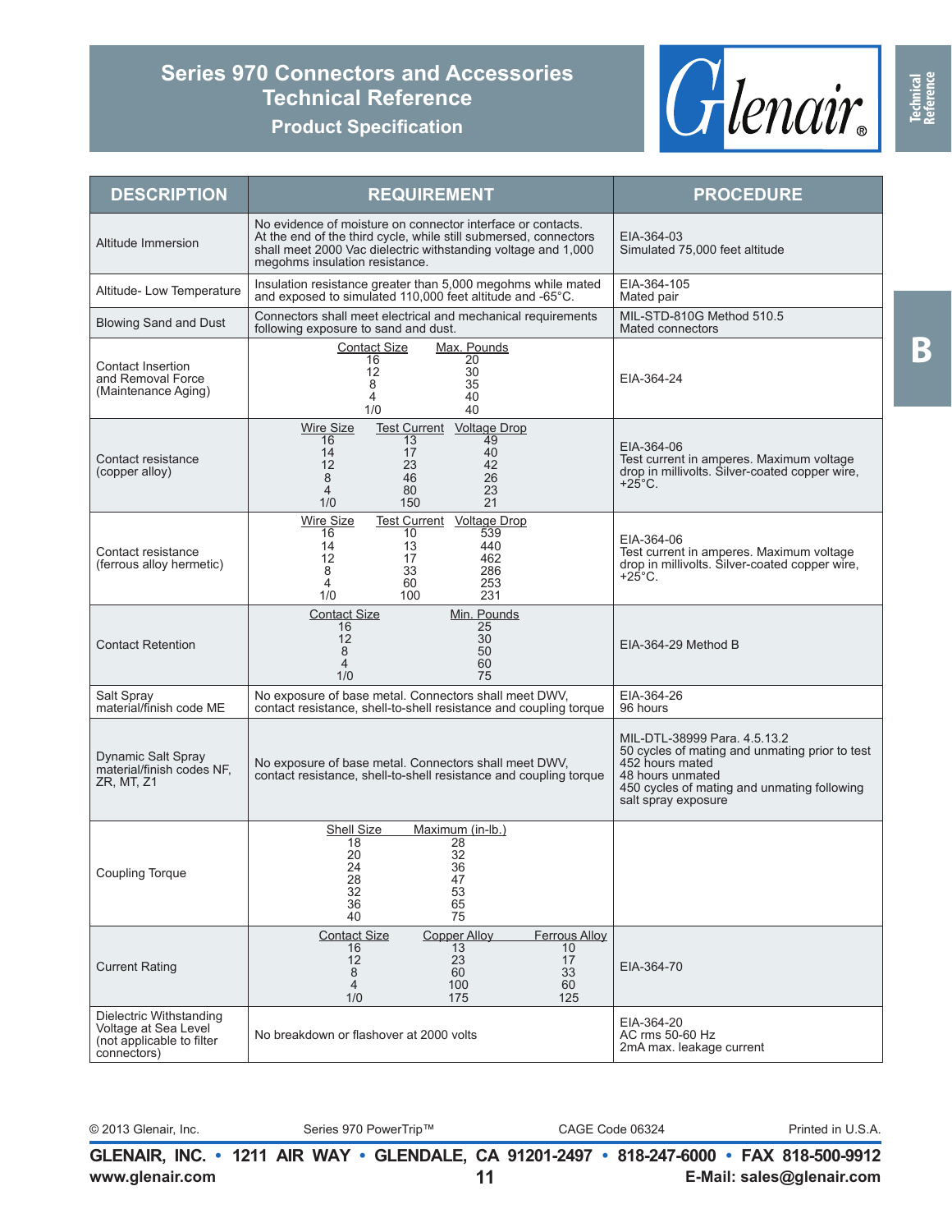# Series 970 Connectors and Accessories Technical Reference

## Product Specification

| DESCRIPTION | REQUIREMENT | PROCEDURE |
|---|---|---|
| Altitude Immersion | No evidence of moisture on connector interface or contacts. At the end of the third cycle, while still submersed, connectors shall meet 2000 Vac dielectric withstanding voltage and 1,000 megohms insulation resistance. | EIA-364-03<br>Simulated 75,000 feet altitude |
| Altitude- Low Temperature | Insulation resistance greater than 5,000 megohms while mated and exposed to simulated 110,000 feet altitude and -65°C. | EIA-364-105<br>Mated pair |
| Blowing Sand and Dust | Connectors shall meet electrical and mechanical requirements following exposure to sand and dust. | MIL-STD-810G Method 510.5<br>Mated connectors |
| Contact Insertion and Removal Force (Maintenance Aging) | Contact Size / Max. Pounds:<br>16 — 20<br>12 — 30<br>8 — 35<br>4 — 40<br>1/0 — 40 | EIA-364-24 |
| Contact resistance (copper alloy) | Wire Size / Test Current / Voltage Drop:<br>16 — 13 — 49<br>14 — 17 — 40<br>12 — 23 — 42<br>8 — 46 — 26<br>4 — 80 — 23<br>1/0 — 150 — 21 | EIA-364-06<br>Test current in amperes. Maximum voltage drop in millivolts. Silver-coated copper wire, +25°C. |
| Contact resistance (ferrous alloy hermetic) | Wire Size / Test Current / Voltage Drop:<br>16 — 10 — 539<br>14 — 13 — 440<br>12 — 17 — 462<br>8 — 33 — 286<br>4 — 60 — 253<br>1/0 — 100 — 231 | EIA-364-06<br>Test current in amperes. Maximum voltage drop in millivolts. Silver-coated copper wire, +25°C. |
| Contact Retention | Contact Size / Min. Pounds:<br>16 — 25<br>12 — 30<br>8 — 50<br>4 — 60<br>1/0 — 75 | EIA-364-29 Method B |
| Salt Spray material/finish code ME | No exposure of base metal. Connectors shall meet DWV, contact resistance, shell-to-shell resistance and coupling torque | EIA-364-26<br>96 hours |
| Dynamic Salt Spray material/finish codes NF, ZR, MT, Z1 | No exposure of base metal. Connectors shall meet DWV, contact resistance, shell-to-shell resistance and coupling torque | MIL-DTL-38999 Para. 4.5.13.2<br>50 cycles of mating and unmating prior to test<br>452 hours mated<br>48 hours unmated<br>450 cycles of mating and unmating following salt spray exposure |
| Coupling Torque | Shell Size / Maximum (in-lb.):<br>18 — 28<br>20 — 32<br>24 — 36<br>28 — 47<br>32 — 53<br>36 — 65<br>40 — 75 | |
| Current Rating | Contact Size / Copper Alloy / Ferrous Alloy:<br>16 — 13 — 10<br>12 — 23 — 17<br>8 — 60 — 33<br>4 — 100 — 60<br>1/0 — 175 — 125 | EIA-364-70 |
| Dielectric Withstanding Voltage at Sea Level (not applicable to filter connectors) | No breakdown or flashover at 2000 volts | EIA-364-20<br>AC rms 50-60 Hz<br>2mA max. leakage current |

© 2013 Glenair, Inc. Series 970 PowerTrip™ CAGE Code 06324 Printed in U.S.A.

GLENAIR, INC. • 1211 AIR WAY • GLENDALE, CA 91201-2497 • 818-247-6000 • FAX 818-500-9912
www.glenair.com E-Mail: sales@glenair.com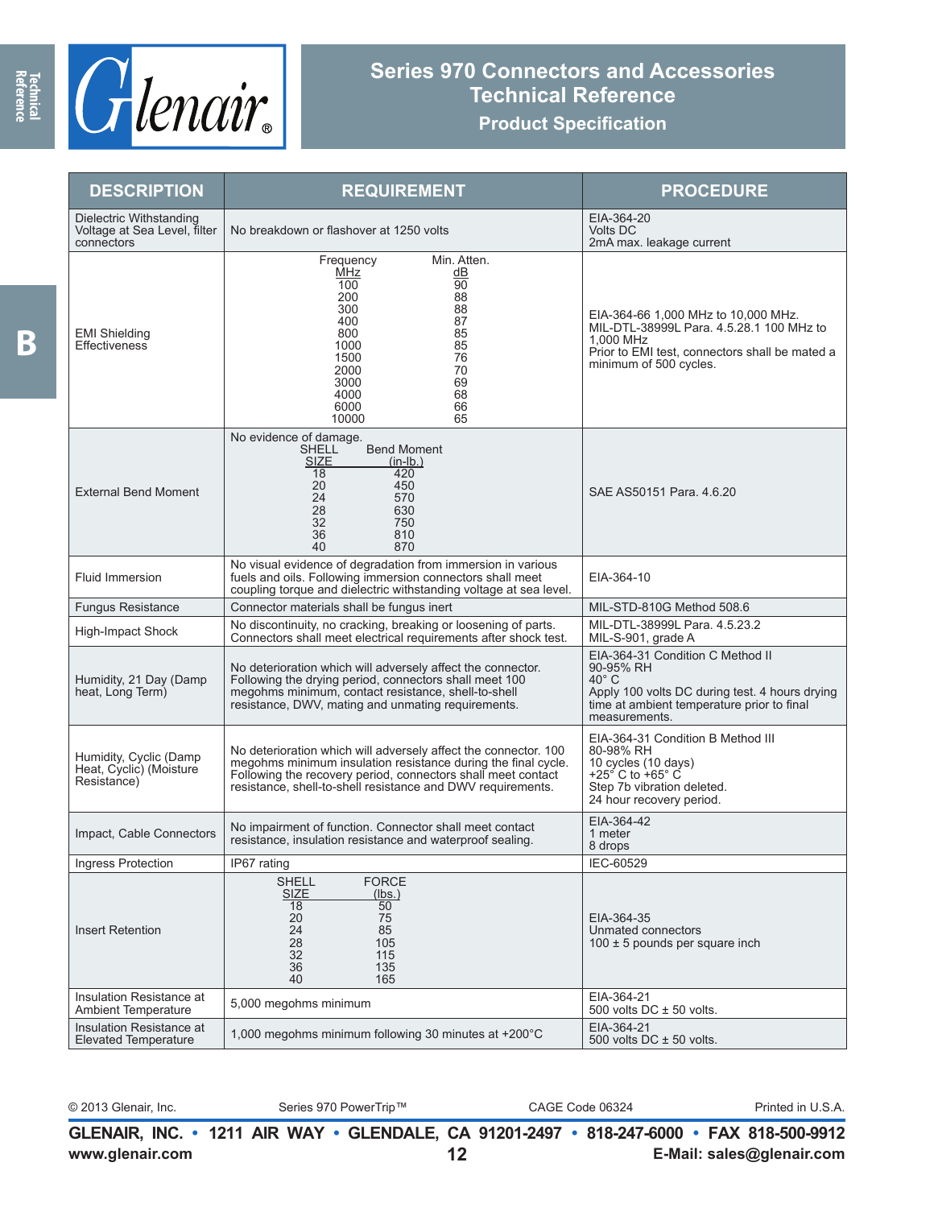# Series 970 Connectors and Accessories Technical Reference

## Product Specification

| DESCRIPTION | REQUIREMENT | PROCEDURE |
|---|---|---|
| Dielectric Withstanding Voltage at Sea Level, filter connectors | No breakdown or flashover at 1250 volts | EIA-364-20<br>Volts DC<br>2mA max. leakage current |
| EMI Shielding Effectiveness | Frequency MHz / Min. Atten. dB<br>100 / 90<br>200 / 88<br>300 / 88<br>400 / 87<br>800 / 85<br>1000 / 85<br>1500 / 76<br>2000 / 70<br>3000 / 69<br>4000 / 68<br>6000 / 66<br>10000 / 65 | EIA-364-66 1,000 MHz to 10,000 MHz.<br>MIL-DTL-38999L Para. 4.5.28.1 100 MHz to 1,000 MHz<br>Prior to EMI test, connectors shall be mated a minimum of 500 cycles. |
| External Bend Moment | No evidence of damage.<br>SHELL SIZE / Bend Moment (in-lb.)<br>18 / 420<br>20 / 450<br>24 / 570<br>28 / 630<br>32 / 750<br>36 / 810<br>40 / 870 | SAE AS50151 Para. 4.6.20 |
| Fluid Immersion | No visual evidence of degradation from immersion in various fuels and oils. Following immersion connectors shall meet coupling torque and dielectric withstanding voltage at sea level. | EIA-364-10 |
| Fungus Resistance | Connector materials shall be fungus inert | MIL-STD-810G Method 508.6 |
| High-Impact Shock | No discontinuity, no cracking, breaking or loosening of parts. Connectors shall meet electrical requirements after shock test. | MIL-DTL-38999L Para. 4.5.23.2<br>MIL-S-901, grade A |
| Humidity, 21 Day (Damp heat, Long Term) | No deterioration which will adversely affect the connector. Following the drying period, connectors shall meet 100 megohms minimum, contact resistance, shell-to-shell resistance, DWV, mating and unmating requirements. | EIA-364-31 Condition C Method II<br>90-95% RH<br>40° C<br>Apply 100 volts DC during test. 4 hours drying time at ambient temperature prior to final measurements. |
| Humidity, Cyclic (Damp Heat, Cyclic) (Moisture Resistance) | No deterioration which will adversely affect the connector. 100 megohms minimum insulation resistance during the final cycle. Following the recovery period, connectors shall meet contact resistance, shell-to-shell resistance and DWV requirements. | EIA-364-31 Condition B Method III<br>80-98% RH<br>10 cycles (10 days)<br>+25° C to +65° C<br>Step 7b vibration deleted.<br>24 hour recovery period. |
| Impact, Cable Connectors | No impairment of function. Connector shall meet contact resistance, insulation resistance and waterproof sealing. | EIA-364-42<br>1 meter<br>8 drops |
| Ingress Protection | IP67 rating | IEC-60529 |
| Insert Retention | SHELL SIZE / FORCE (lbs.)<br>18 / 50<br>20 / 75<br>24 / 85<br>28 / 105<br>32 / 115<br>36 / 135<br>40 / 165 | EIA-364-35<br>Unmated connectors<br>100 ± 5 pounds per square inch |
| Insulation Resistance at Ambient Temperature | 5,000 megohms minimum | EIA-364-21<br>500 volts DC ± 50 volts. |
| Insulation Resistance at Elevated Temperature | 1,000 megohms minimum following 30 minutes at +200°C | EIA-364-21<br>500 volts DC ± 50 volts. |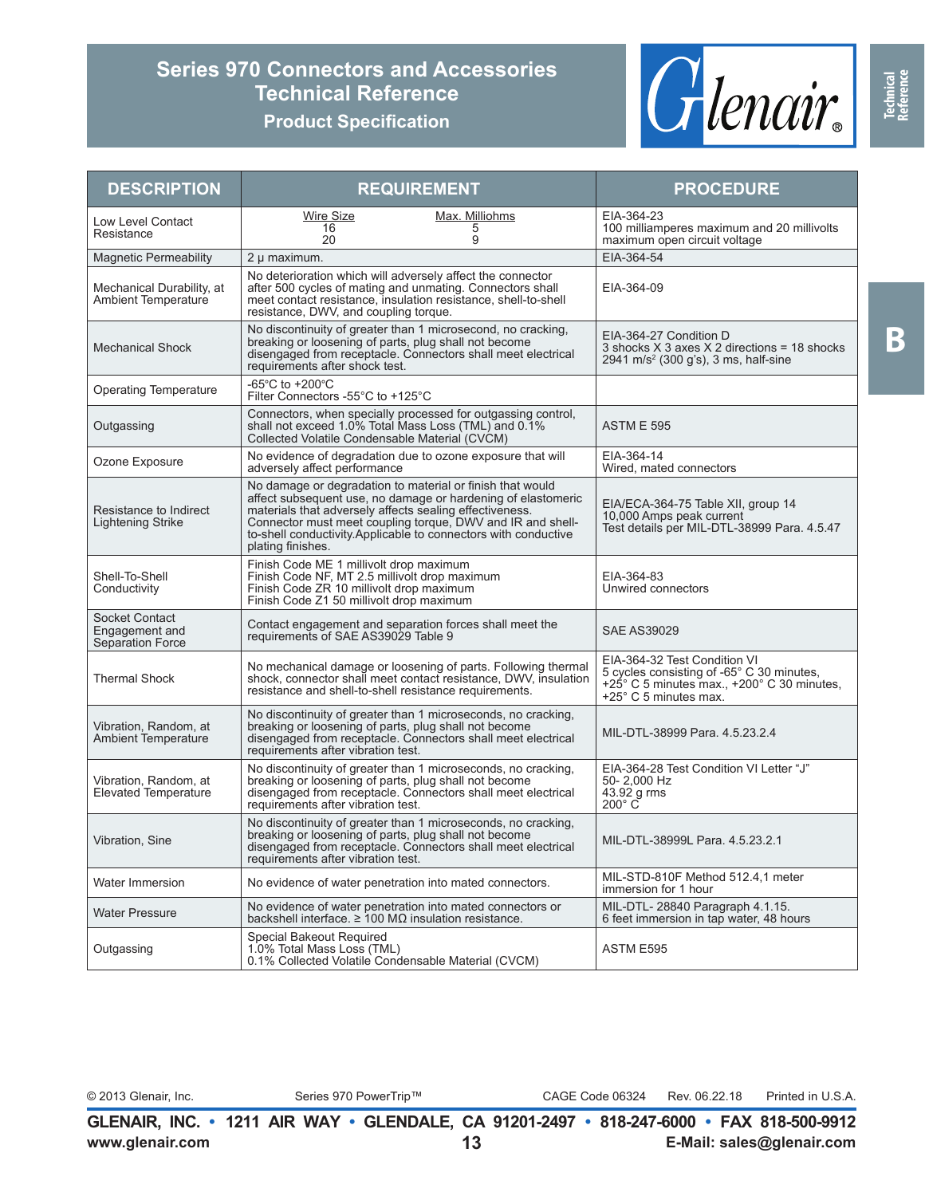# Series 970 Connectors and Accessories Technical Reference

## Product Specification

| DESCRIPTION | REQUIREMENT | PROCEDURE |
|---|---|---|
| Low Level Contact Resistance | Wire Size / Max. Milliohms<br>16 / 5<br>20 / 9 | EIA-364-23<br>100 milliamperes maximum and 20 millivolts maximum open circuit voltage |
| Magnetic Permeability | 2 μ maximum. | EIA-364-54 |
| Mechanical Durability, at Ambient Temperature | No deterioration which will adversely affect the connector after 500 cycles of mating and unmating. Connectors shall meet contact resistance, insulation resistance, shell-to-shell resistance, DWV, and coupling torque. | EIA-364-09 |
| Mechanical Shock | No discontinuity of greater than 1 microsecond, no cracking, breaking or loosening of parts, plug shall not become disengaged from receptacle. Connectors shall meet electrical requirements after shock test. | EIA-364-27 Condition D<br>3 shocks X 3 axes X 2 directions = 18 shocks<br>2941 $m/s^2$ (300 g's), 3 ms, half-sine |
| Operating Temperature | -65°C to +200°C<br>Filter Connectors -55°C to +125°C | |
| Outgassing | Connectors, when specially processed for outgassing control, shall not exceed 1.0% Total Mass Loss (TML) and 0.1% Collected Volatile Condensable Material (CVCM) | ASTM E 595 |
| Ozone Exposure | No evidence of degradation due to ozone exposure that will adversely affect performance | EIA-364-14<br>Wired, mated connectors |
| Resistance to Indirect Lightening Strike | No damage or degradation to material or finish that would affect subsequent use, no damage or hardening of elastomeric materials that adversely affects sealing effectiveness. Connector must meet coupling torque, DWV and IR and shell-to-shell conductivity.Applicable to connectors with conductive plating finishes. | EIA/ECA-364-75 Table XII, group 14<br>10,000 Amps peak current<br>Test details per MIL-DTL-38999 Para. 4.5.47 |
| Shell-To-Shell Conductivity | Finish Code ME 1 millivolt drop maximum<br>Finish Code NF, MT 2.5 millivolt drop maximum<br>Finish Code ZR 10 millivolt drop maximum<br>Finish Code Z1 50 millivolt drop maximum | EIA-364-83<br>Unwired connectors |
| Socket Contact Engagement and Separation Force | Contact engagement and separation forces shall meet the requirements of SAE AS39029 Table 9 | SAE AS39029 |
| Thermal Shock | No mechanical damage or loosening of parts. Following thermal shock, connector shall meet contact resistance, DWV, insulation resistance and shell-to-shell resistance requirements. | EIA-364-32 Test Condition VI<br>5 cycles consisting of -65° C 30 minutes, +25° C 5 minutes max., +200° C 30 minutes, +25° C 5 minutes max. |
| Vibration, Random, at Ambient Temperature | No discontinuity of greater than 1 microseconds, no cracking, breaking or loosening of parts, plug shall not become disengaged from receptacle. Connectors shall meet electrical requirements after vibration test. | MIL-DTL-38999 Para. 4.5.23.2.4 |
| Vibration, Random, at Elevated Temperature | No discontinuity of greater than 1 microseconds, no cracking, breaking or loosening of parts, plug shall not become disengaged from receptacle. Connectors shall meet electrical requirements after vibration test. | EIA-364-28 Test Condition VI Letter "J"<br>50- 2,000 Hz<br>43.92 g rms<br>200° C |
| Vibration, Sine | No discontinuity of greater than 1 microseconds, no cracking, breaking or loosening of parts, plug shall not become disengaged from receptacle. Connectors shall meet electrical requirements after vibration test. | MIL-DTL-38999L Para. 4.5.23.2.1 |
| Water Immersion | No evidence of water penetration into mated connectors. | MIL-STD-810F Method 512.4,1 meter immersion for 1 hour |
| Water Pressure | No evidence of water penetration into mated connectors or backshell interface. ≥ 100 MΩ insulation resistance. | MIL-DTL- 28840 Paragraph 4.1.15.<br>6 feet immersion in tap water, 48 hours |
| Outgassing | Special Bakeout Required<br>1.0% Total Mass Loss (TML)<br>0.1% Collected Volatile Condensable Material (CVCM) | ASTM E595 |